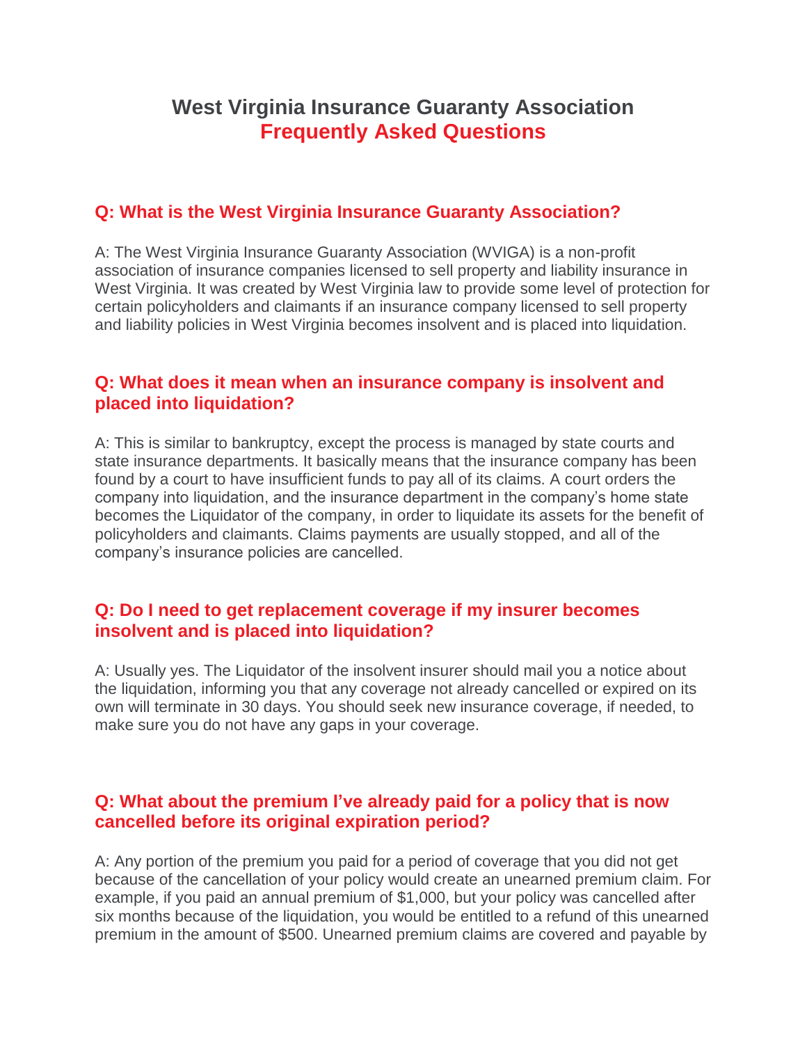# West Virginia Insurance Guaranty Association
# Frequently Asked Questions

## Q: What is the West Virginia Insurance Guaranty Association?

A: The West Virginia Insurance Guaranty Association (WVIGA) is a non-profit association of insurance companies licensed to sell property and liability insurance in West Virginia. It was created by West Virginia law to provide some level of protection for certain policyholders and claimants if an insurance company licensed to sell property and liability policies in West Virginia becomes insolvent and is placed into liquidation.

## Q: What does it mean when an insurance company is insolvent and placed into liquidation?

A: This is similar to bankruptcy, except the process is managed by state courts and state insurance departments. It basically means that the insurance company has been found by a court to have insufficient funds to pay all of its claims. A court orders the company into liquidation, and the insurance department in the company's home state becomes the Liquidator of the company, in order to liquidate its assets for the benefit of policyholders and claimants. Claims payments are usually stopped, and all of the company's insurance policies are cancelled.

## Q: Do I need to get replacement coverage if my insurer becomes insolvent and is placed into liquidation?

A: Usually yes. The Liquidator of the insolvent insurer should mail you a notice about the liquidation, informing you that any coverage not already cancelled or expired on its own will terminate in 30 days. You should seek new insurance coverage, if needed, to make sure you do not have any gaps in your coverage.

## Q: What about the premium I've already paid for a policy that is now cancelled before its original expiration period?

A: Any portion of the premium you paid for a period of coverage that you did not get because of the cancellation of your policy would create an unearned premium claim. For example, if you paid an annual premium of $1,000, but your policy was cancelled after six months because of the liquidation, you would be entitled to a refund of this unearned premium in the amount of $500. Unearned premium claims are covered and payable by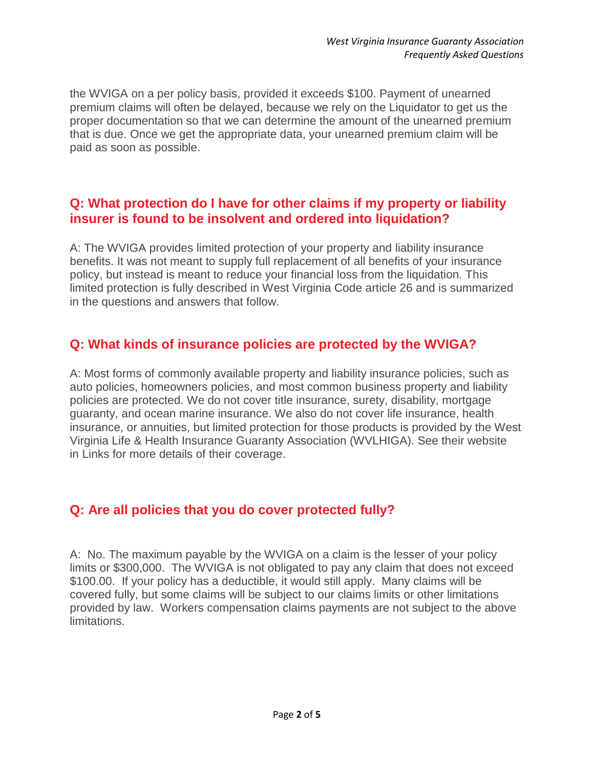the WVIGA on a per policy basis, provided it exceeds $100. Payment of unearned premium claims will often be delayed, because we rely on the Liquidator to get us the proper documentation so that we can determine the amount of the unearned premium that is due. Once we get the appropriate data, your unearned premium claim will be paid as soon as possible.

## Q: What protection do I have for other claims if my property or liability insurer is found to be insolvent and ordered into liquidation?

A: The WVIGA provides limited protection of your property and liability insurance benefits. It was not meant to supply full replacement of all benefits of your insurance policy, but instead is meant to reduce your financial loss from the liquidation. This limited protection is fully described in West Virginia Code article 26 and is summarized in the questions and answers that follow.

## Q: What kinds of insurance policies are protected by the WVIGA?

A: Most forms of commonly available property and liability insurance policies, such as auto policies, homeowners policies, and most common business property and liability policies are protected. We do not cover title insurance, surety, disability, mortgage guaranty, and ocean marine insurance. We also do not cover life insurance, health insurance, or annuities, but limited protection for those products is provided by the West Virginia Life & Health Insurance Guaranty Association (WVLHIGA). See their website in Links for more details of their coverage.

## Q: Are all policies that you do cover protected fully?

A: No. The maximum payable by the WVIGA on a claim is the lesser of your policy limits or $300,000. The WVIGA is not obligated to pay any claim that does not exceed $100.00. If your policy has a deductible, it would still apply. Many claims will be covered fully, but some claims will be subject to our claims limits or other limitations provided by law. Workers compensation claims payments are not subject to the above limitations.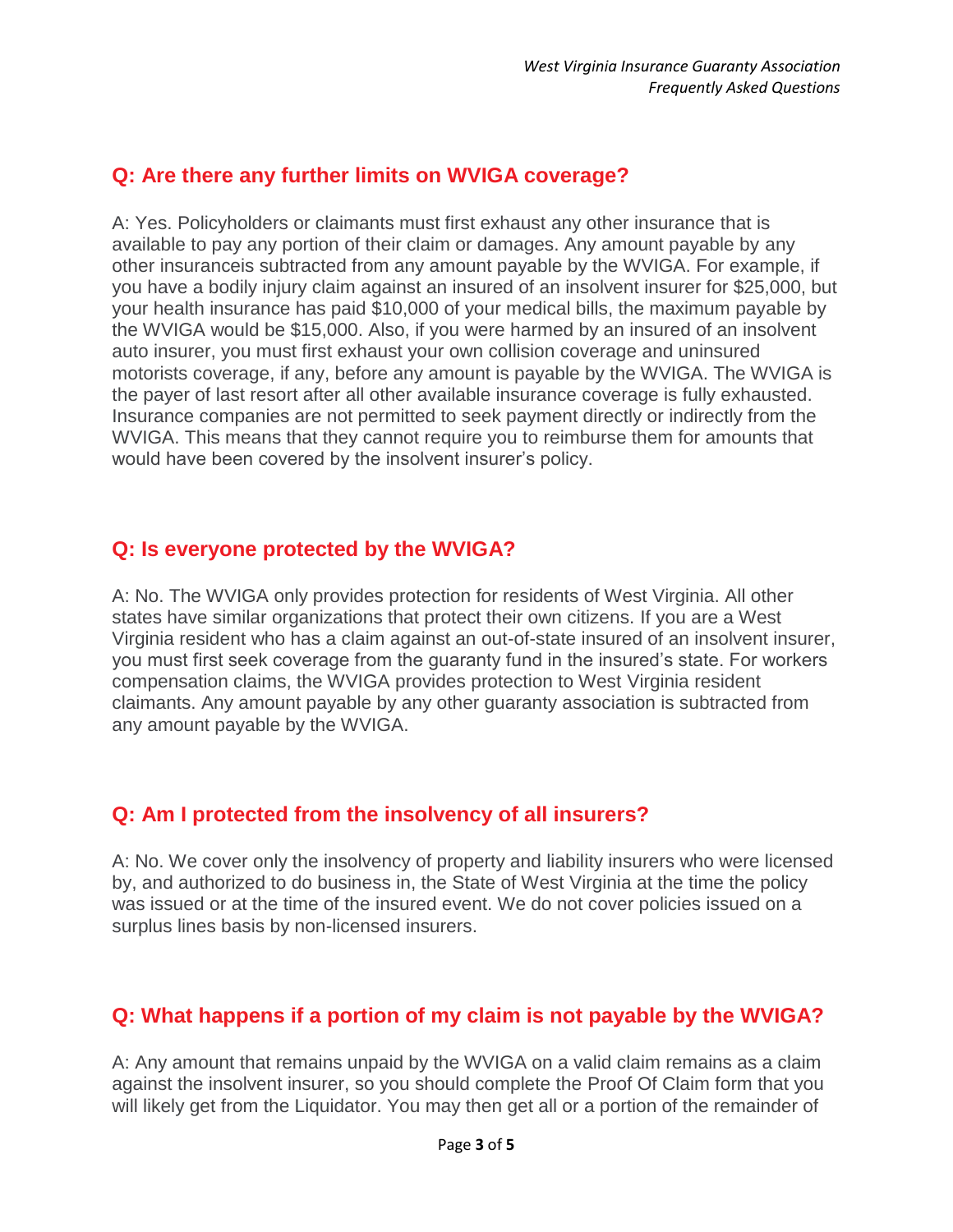## Q: Are there any further limits on WVIGA coverage?

A: Yes. Policyholders or claimants must first exhaust any other insurance that is available to pay any portion of their claim or damages. Any amount payable by any other insuranceis subtracted from any amount payable by the WVIGA. For example, if you have a bodily injury claim against an insured of an insolvent insurer for $25,000, but your health insurance has paid $10,000 of your medical bills, the maximum payable by the WVIGA would be $15,000. Also, if you were harmed by an insured of an insolvent auto insurer, you must first exhaust your own collision coverage and uninsured motorists coverage, if any, before any amount is payable by the WVIGA. The WVIGA is the payer of last resort after all other available insurance coverage is fully exhausted. Insurance companies are not permitted to seek payment directly or indirectly from the WVIGA. This means that they cannot require you to reimburse them for amounts that would have been covered by the insolvent insurer's policy.

## Q: Is everyone protected by the WVIGA?

A: No. The WVIGA only provides protection for residents of West Virginia. All other states have similar organizations that protect their own citizens. If you are a West Virginia resident who has a claim against an out-of-state insured of an insolvent insurer, you must first seek coverage from the guaranty fund in the insured's state. For workers compensation claims, the WVIGA provides protection to West Virginia resident claimants. Any amount payable by any other guaranty association is subtracted from any amount payable by the WVIGA.

## Q: Am I protected from the insolvency of all insurers?

A: No. We cover only the insolvency of property and liability insurers who were licensed by, and authorized to do business in, the State of West Virginia at the time the policy was issued or at the time of the insured event. We do not cover policies issued on a surplus lines basis by non-licensed insurers.

## Q: What happens if a portion of my claim is not payable by the WVIGA?

A: Any amount that remains unpaid by the WVIGA on a valid claim remains as a claim against the insolvent insurer, so you should complete the Proof Of Claim form that you will likely get from the Liquidator. You may then get all or a portion of the remainder of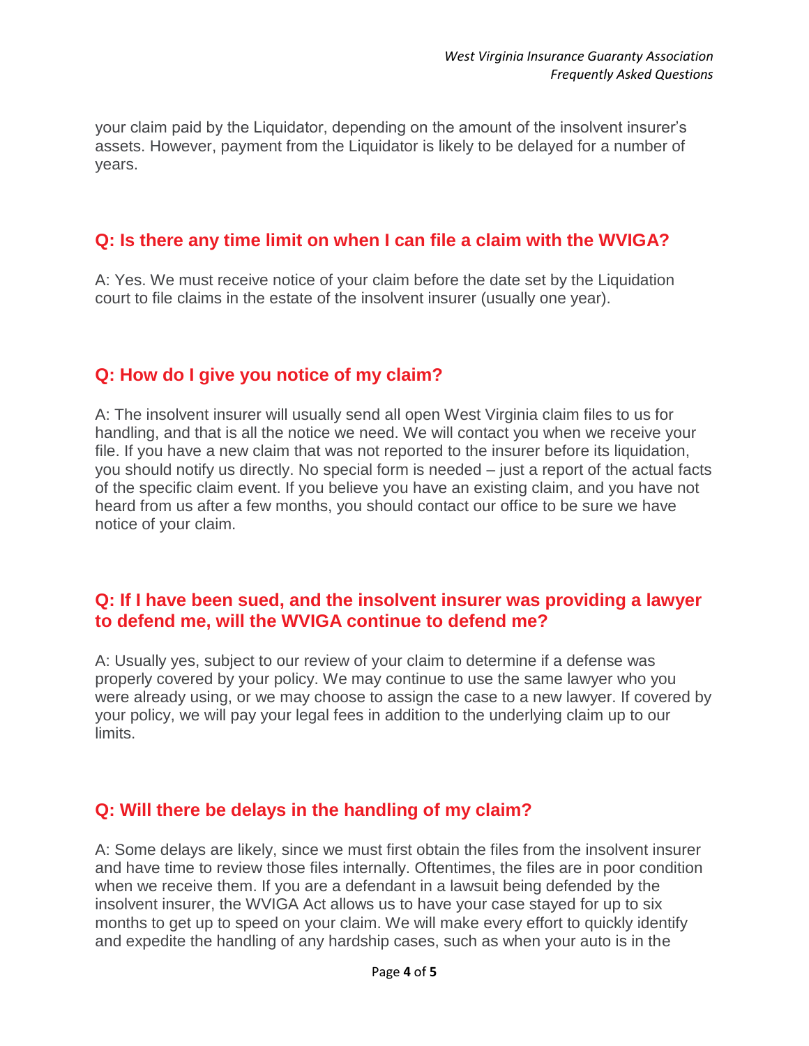your claim paid by the Liquidator, depending on the amount of the insolvent insurer's assets. However, payment from the Liquidator is likely to be delayed for a number of years.

## Q: Is there any time limit on when I can file a claim with the WVIGA?

A: Yes. We must receive notice of your claim before the date set by the Liquidation court to file claims in the estate of the insolvent insurer (usually one year).

## Q: How do I give you notice of my claim?

A: The insolvent insurer will usually send all open West Virginia claim files to us for handling, and that is all the notice we need. We will contact you when we receive your file. If you have a new claim that was not reported to the insurer before its liquidation, you should notify us directly. No special form is needed – just a report of the actual facts of the specific claim event. If you believe you have an existing claim, and you have not heard from us after a few months, you should contact our office to be sure we have notice of your claim.

## Q: If I have been sued, and the insolvent insurer was providing a lawyer to defend me, will the WVIGA continue to defend me?

A: Usually yes, subject to our review of your claim to determine if a defense was properly covered by your policy. We may continue to use the same lawyer who you were already using, or we may choose to assign the case to a new lawyer. If covered by your policy, we will pay your legal fees in addition to the underlying claim up to our limits.

## Q: Will there be delays in the handling of my claim?

A: Some delays are likely, since we must first obtain the files from the insolvent insurer and have time to review those files internally. Oftentimes, the files are in poor condition when we receive them. If you are a defendant in a lawsuit being defended by the insolvent insurer, the WVIGA Act allows us to have your case stayed for up to six months to get up to speed on your claim. We will make every effort to quickly identify and expedite the handling of any hardship cases, such as when your auto is in the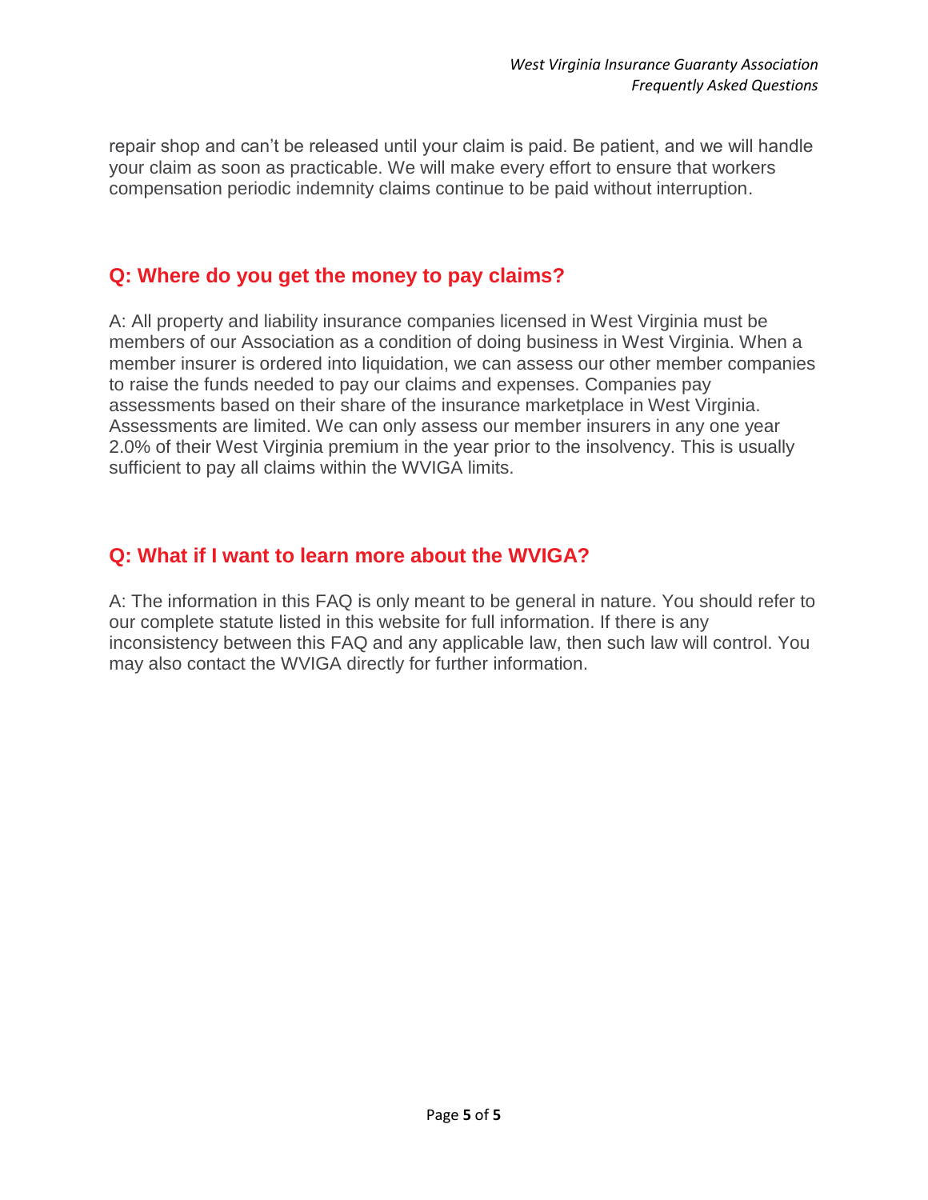repair shop and can't be released until your claim is paid. Be patient, and we will handle your claim as soon as practicable. We will make every effort to ensure that workers compensation periodic indemnity claims continue to be paid without interruption.

## Q: Where do you get the money to pay claims?

A: All property and liability insurance companies licensed in West Virginia must be members of our Association as a condition of doing business in West Virginia. When a member insurer is ordered into liquidation, we can assess our other member companies to raise the funds needed to pay our claims and expenses. Companies pay assessments based on their share of the insurance marketplace in West Virginia. Assessments are limited. We can only assess our member insurers in any one year 2.0% of their West Virginia premium in the year prior to the insolvency. This is usually sufficient to pay all claims within the WVIGA limits.

## Q: What if I want to learn more about the WVIGA?

A: The information in this FAQ is only meant to be general in nature. You should refer to our complete statute listed in this website for full information. If there is any inconsistency between this FAQ and any applicable law, then such law will control. You may also contact the WVIGA directly for further information.